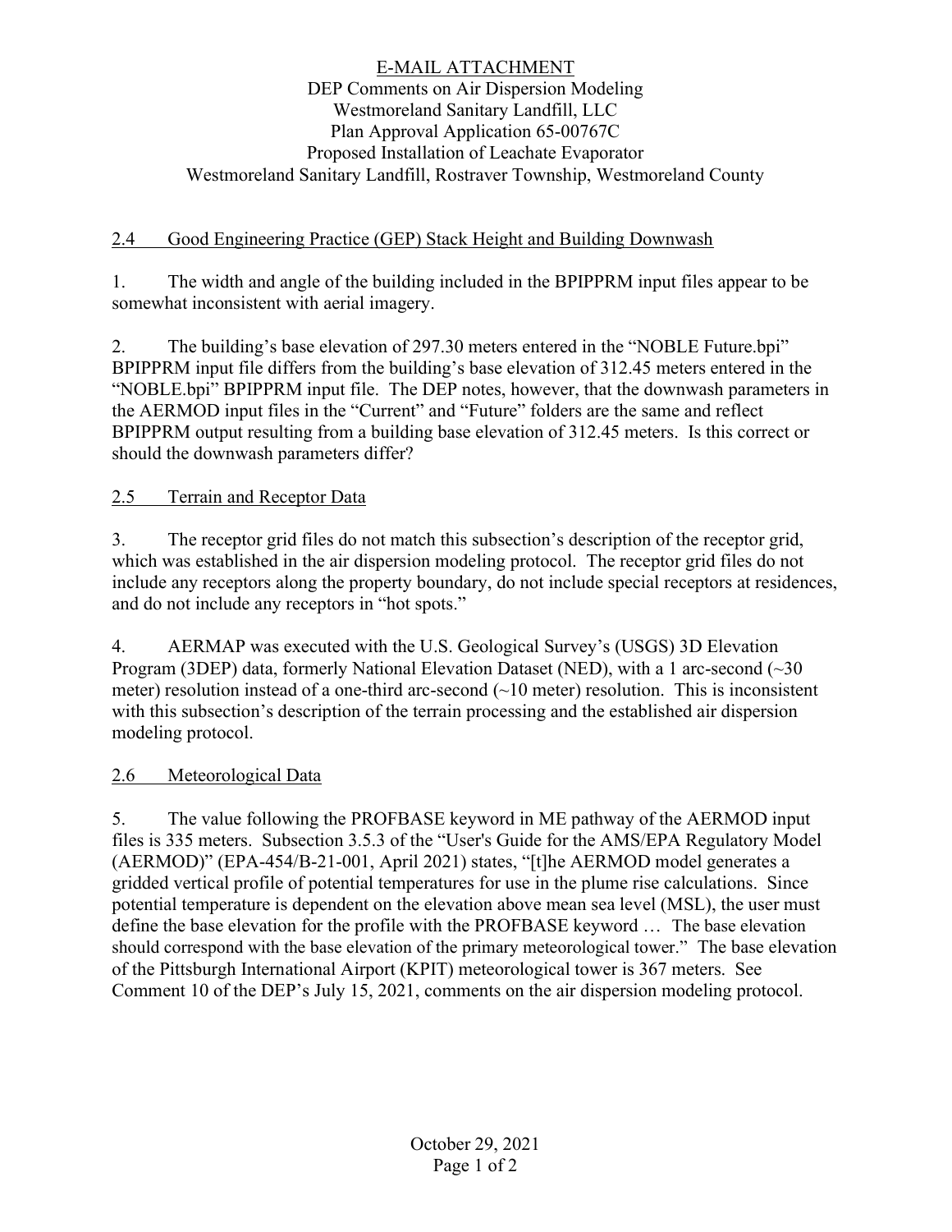E-MAIL ATTACHMENT
DEP Comments on Air Dispersion Modeling
Westmoreland Sanitary Landfill, LLC
Plan Approval Application 65-00767C
Proposed Installation of Leachate Evaporator
Westmoreland Sanitary Landfill, Rostraver Township, Westmoreland County

## 2.4 Good Engineering Practice (GEP) Stack Height and Building Downwash

1. The width and angle of the building included in the BPIPPRM input files appear to be somewhat inconsistent with aerial imagery.

2. The building's base elevation of 297.30 meters entered in the "NOBLE Future.bpi" BPIPPRM input file differs from the building's base elevation of 312.45 meters entered in the "NOBLE.bpi" BPIPPRM input file. The DEP notes, however, that the downwash parameters in the AERMOD input files in the "Current" and "Future" folders are the same and reflect BPIPPRM output resulting from a building base elevation of 312.45 meters. Is this correct or should the downwash parameters differ?

## 2.5 Terrain and Receptor Data

3. The receptor grid files do not match this subsection's description of the receptor grid, which was established in the air dispersion modeling protocol. The receptor grid files do not include any receptors along the property boundary, do not include special receptors at residences, and do not include any receptors in "hot spots."

4. AERMAP was executed with the U.S. Geological Survey's (USGS) 3D Elevation Program (3DEP) data, formerly National Elevation Dataset (NED), with a 1 arc-second (~30 meter) resolution instead of a one-third arc-second (~10 meter) resolution. This is inconsistent with this subsection's description of the terrain processing and the established air dispersion modeling protocol.

## 2.6 Meteorological Data

5. The value following the PROFBASE keyword in ME pathway of the AERMOD input files is 335 meters. Subsection 3.5.3 of the "User's Guide for the AMS/EPA Regulatory Model (AERMOD)" (EPA-454/B-21-001, April 2021) states, "[t]he AERMOD model generates a gridded vertical profile of potential temperatures for use in the plume rise calculations. Since potential temperature is dependent on the elevation above mean sea level (MSL), the user must define the base elevation for the profile with the PROFBASE keyword … The base elevation should correspond with the base elevation of the primary meteorological tower." The base elevation of the Pittsburgh International Airport (KPIT) meteorological tower is 367 meters. See Comment 10 of the DEP's July 15, 2021, comments on the air dispersion modeling protocol.

October 29, 2021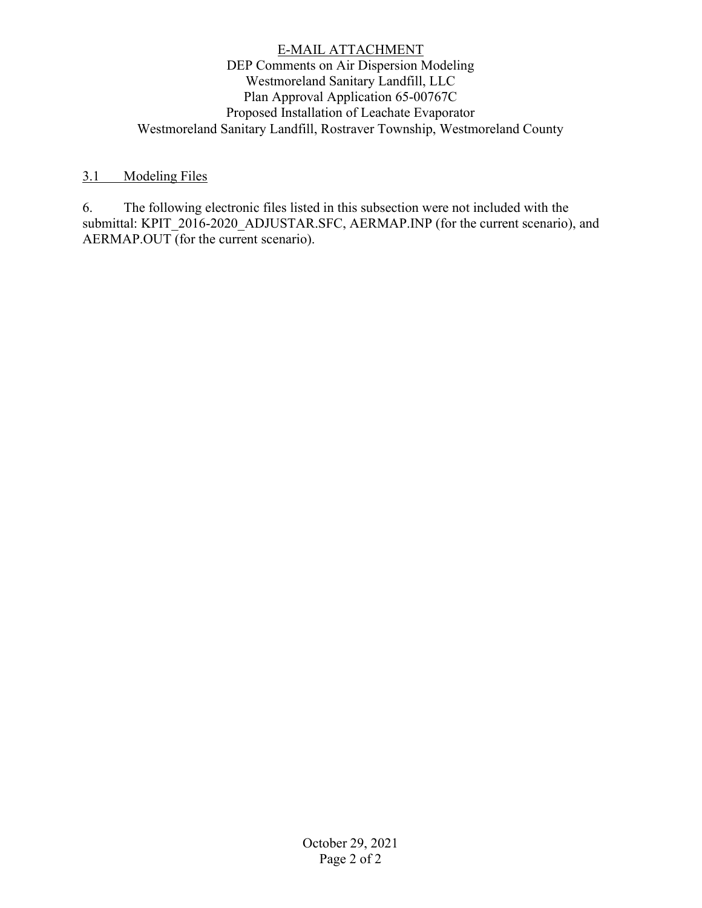E-MAIL ATTACHMENT

DEP Comments on Air Dispersion Modeling
Westmoreland Sanitary Landfill, LLC
Plan Approval Application 65-00767C
Proposed Installation of Leachate Evaporator
Westmoreland Sanitary Landfill, Rostraver Township, Westmoreland County

### 3.1 Modeling Files

6. The following electronic files listed in this subsection were not included with the submittal: KPIT_2016-2020_ADJUSTAR.SFC, AERMAP.INP (for the current scenario), and AERMAP.OUT (for the current scenario).

October 29, 2021